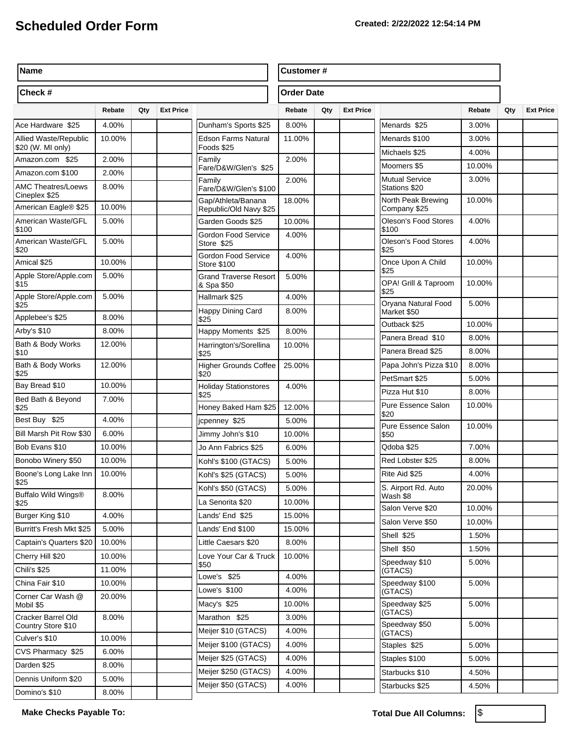# Scheduled Order Form

**Created: 2/22/2022 12:54:14 PM**

| **Name** | | **Customer #** | |
|---|---|---|---|
| **Check #** | | **Order Date** | |

| | Rebate | Qty | Ext Price |
|---|---|---|---|
| Ace Hardware $25 | 4.00% | | |
| Allied Waste/Republic $20 (W. MI only) | 10.00% | | |
| Amazon.com $25 | 2.00% | | |
| Amazon.com $100 | 2.00% | | |
| AMC Theatres/Loews Cineplex $25 | 8.00% | | |
| American Eagle® $25 | 10.00% | | |
| American Waste/GFL $100 | 5.00% | | |
| American Waste/GFL $20 | 5.00% | | |
| Amical $25 | 10.00% | | |
| Apple Store/Apple.com $15 | 5.00% | | |
| Apple Store/Apple.com $25 | 5.00% | | |
| Applebee's $25 | 8.00% | | |
| Arby's $10 | 8.00% | | |
| Bath & Body Works $10 | 12.00% | | |
| Bath & Body Works $25 | 12.00% | | |
| Bay Bread $10 | 10.00% | | |
| Bed Bath & Beyond $25 | 7.00% | | |
| Best Buy $25 | 4.00% | | |
| Bill Marsh Pit Row $30 | 6.00% | | |
| Bob Evans $10 | 10.00% | | |
| Bonobo Winery $50 | 10.00% | | |
| Boone's Long Lake Inn $25 | 10.00% | | |
| Buffalo Wild Wings® $25 | 8.00% | | |
| Burger King $10 | 4.00% | | |
| Burritt's Fresh Mkt $25 | 5.00% | | |
| Captain's Quarters $20 | 10.00% | | |
| Cherry Hill $20 | 10.00% | | |
| Chili's $25 | 11.00% | | |
| China Fair $10 | 10.00% | | |
| Corner Car Wash @ Mobil $5 | 20.00% | | |
| Cracker Barrel Old Country Store $10 | 8.00% | | |
| Culver's $10 | 10.00% | | |
| CVS Pharmacy $25 | 6.00% | | |
| Darden $25 | 8.00% | | |
| Dennis Uniform $20 | 5.00% | | |
| Domino's $10 | 8.00% | | |
| Dunham's Sports $25 | 8.00% | | |
| Edson Farms Natural Foods $25 | 11.00% | | |
| Family Fare/D&W/Glen's $25 | 2.00% | | |
| Family Fare/D&W/Glen's $100 | 2.00% | | |
| Gap/Athleta/Banana Republic/Old Navy $25 | 18.00% | | |
| Garden Goods $25 | 10.00% | | |
| Gordon Food Service Store $25 | 4.00% | | |
| Gordon Food Service Store $100 | 4.00% | | |
| Grand Traverse Resort & Spa $50 | 5.00% | | |
| Hallmark $25 | 4.00% | | |
| Happy Dining Card $25 | 8.00% | | |
| Happy Moments $25 | 8.00% | | |
| Harrington's/Sorellina $25 | 10.00% | | |
| Higher Grounds Coffee $20 | 25.00% | | |
| Holiday Stationstores $25 | 4.00% | | |
| Honey Baked Ham $25 | 12.00% | | |
| jcpenney $25 | 5.00% | | |
| Jimmy John's $10 | 10.00% | | |
| Jo Ann Fabrics $25 | 6.00% | | |
| Kohl's $100 (GTACS) | 5.00% | | |
| Kohl's $25 (GTACS) | 5.00% | | |
| Kohl's $50 (GTACS) | 5.00% | | |
| La Senorita $20 | 10.00% | | |
| Lands' End $25 | 15.00% | | |
| Lands' End $100 | 15.00% | | |
| Little Caesars $20 | 8.00% | | |
| Love Your Car & Truck $50 | 10.00% | | |
| Lowe's $25 | 4.00% | | |
| Lowe's $100 | 4.00% | | |
| Macy's $25 | 10.00% | | |
| Marathon $25 | 3.00% | | |
| Meijer $10 (GTACS) | 4.00% | | |
| Meijer $100 (GTACS) | 4.00% | | |
| Meijer $25 (GTACS) | 4.00% | | |
| Meijer $250 (GTACS) | 4.00% | | |
| Meijer $50 (GTACS) | 4.00% | | |
| Menards $25 | 3.00% | | |
| Menards $100 | 3.00% | | |
| Michaels $25 | 4.00% | | |
| Moomers $5 | 10.00% | | |
| Mutual Service Stations $20 | 3.00% | | |
| North Peak Brewing Company $25 | 10.00% | | |
| Oleson's Food Stores $100 | 4.00% | | |
| Oleson's Food Stores $25 | 4.00% | | |
| Once Upon A Child $25 | 10.00% | | |
| OPA! Grill & Taproom $25 | 10.00% | | |
| Oryana Natural Food Market $50 | 5.00% | | |
| Outback $25 | 10.00% | | |
| Panera Bread $10 | 8.00% | | |
| Panera Bread $25 | 8.00% | | |
| Papa John's Pizza $10 | 8.00% | | |
| PetSmart $25 | 5.00% | | |
| Pizza Hut $10 | 8.00% | | |
| Pure Essence Salon $20 | 10.00% | | |
| Pure Essence Salon $50 | 10.00% | | |
| Qdoba $25 | 7.00% | | |
| Red Lobster $25 | 8.00% | | |
| Rite Aid $25 | 4.00% | | |
| S. Airport Rd. Auto Wash $8 | 20.00% | | |
| Salon Verve $20 | 10.00% | | |
| Salon Verve $50 | 10.00% | | |
| Shell $25 | 1.50% | | |
| Shell $50 | 1.50% | | |
| Speedway $10 (GTACS) | 5.00% | | |
| Speedway $100 (GTACS) | 5.00% | | |
| Speedway $25 (GTACS) | 5.00% | | |
| Speedway $50 (GTACS) | 5.00% | | |
| Staples $25 | 5.00% | | |
| Staples $100 | 5.00% | | |
| Starbucks $10 | 4.50% | | |
| Starbucks $25 | 4.50% | | |

**Make Checks Payable To:**

**Total Due All Columns:** $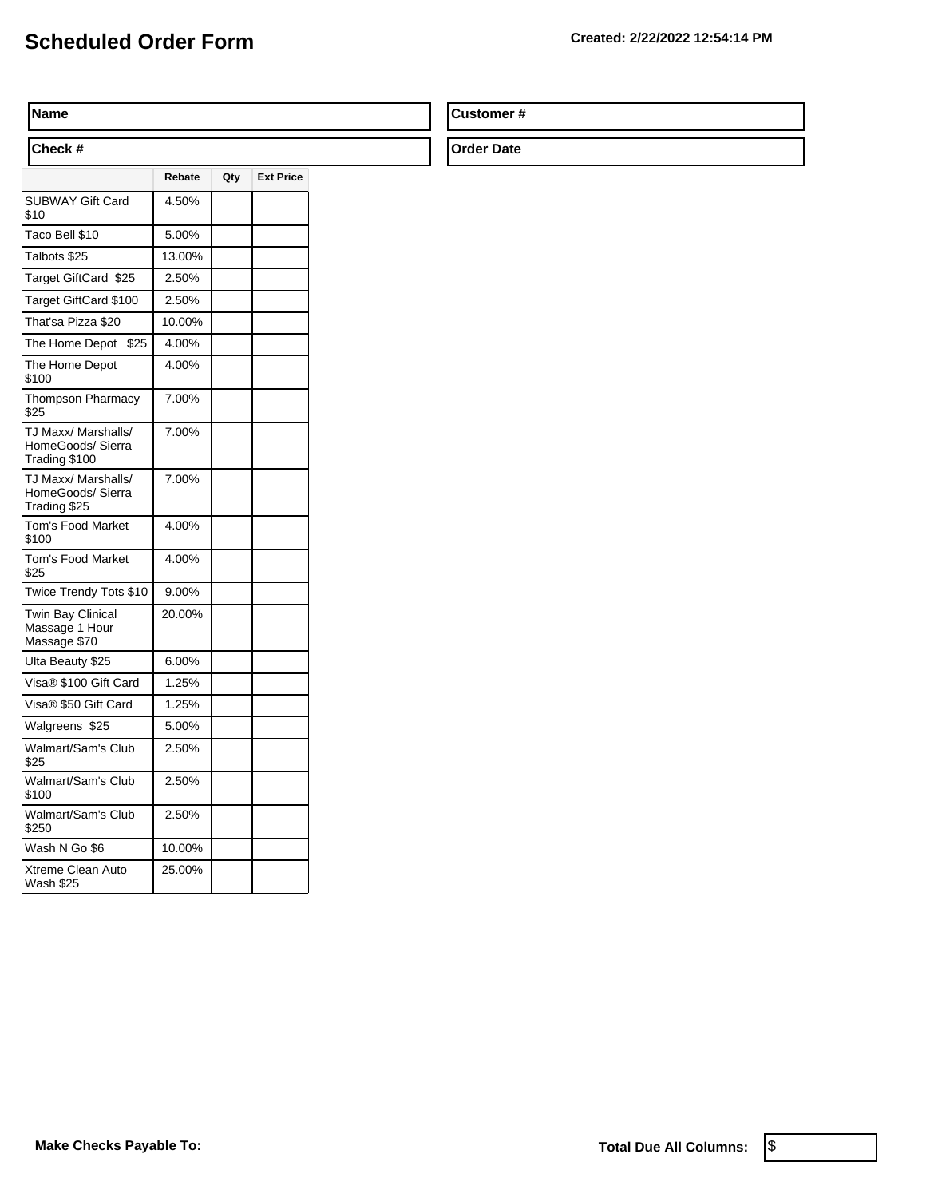# Scheduled Order Form

**Created: 2/22/2022 12:54:14 PM**

| | |
|---|---|
| **Name** | **Customer #** |
| **Check #** | **Order Date** |

| | Rebate | Qty | Ext Price |
|---|---|---|---|
| SUBWAY Gift Card $10 | 4.50% | | |
| Taco Bell $10 | 5.00% | | |
| Talbots $25 | 13.00% | | |
| Target GiftCard $25 | 2.50% | | |
| Target GiftCard $100 | 2.50% | | |
| That'sa Pizza $20 | 10.00% | | |
| The Home Depot $25 | 4.00% | | |
| The Home Depot $100 | 4.00% | | |
| Thompson Pharmacy $25 | 7.00% | | |
| TJ Maxx/ Marshalls/ HomeGoods/ Sierra Trading $100 | 7.00% | | |
| TJ Maxx/ Marshalls/ HomeGoods/ Sierra Trading $25 | 7.00% | | |
| Tom's Food Market $100 | 4.00% | | |
| Tom's Food Market $25 | 4.00% | | |
| Twice Trendy Tots $10 | 9.00% | | |
| Twin Bay Clinical Massage 1 Hour Massage $70 | 20.00% | | |
| Ulta Beauty $25 | 6.00% | | |
| Visa® $100 Gift Card | 1.25% | | |
| Visa® $50 Gift Card | 1.25% | | |
| Walgreens $25 | 5.00% | | |
| Walmart/Sam's Club $25 | 2.50% | | |
| Walmart/Sam's Club $100 | 2.50% | | |
| Walmart/Sam's Club $250 | 2.50% | | |
| Wash N Go $6 | 10.00% | | |
| Xtreme Clean Auto Wash $25 | 25.00% | | |

**Make Checks Payable To:**

**Total Due All Columns:** $